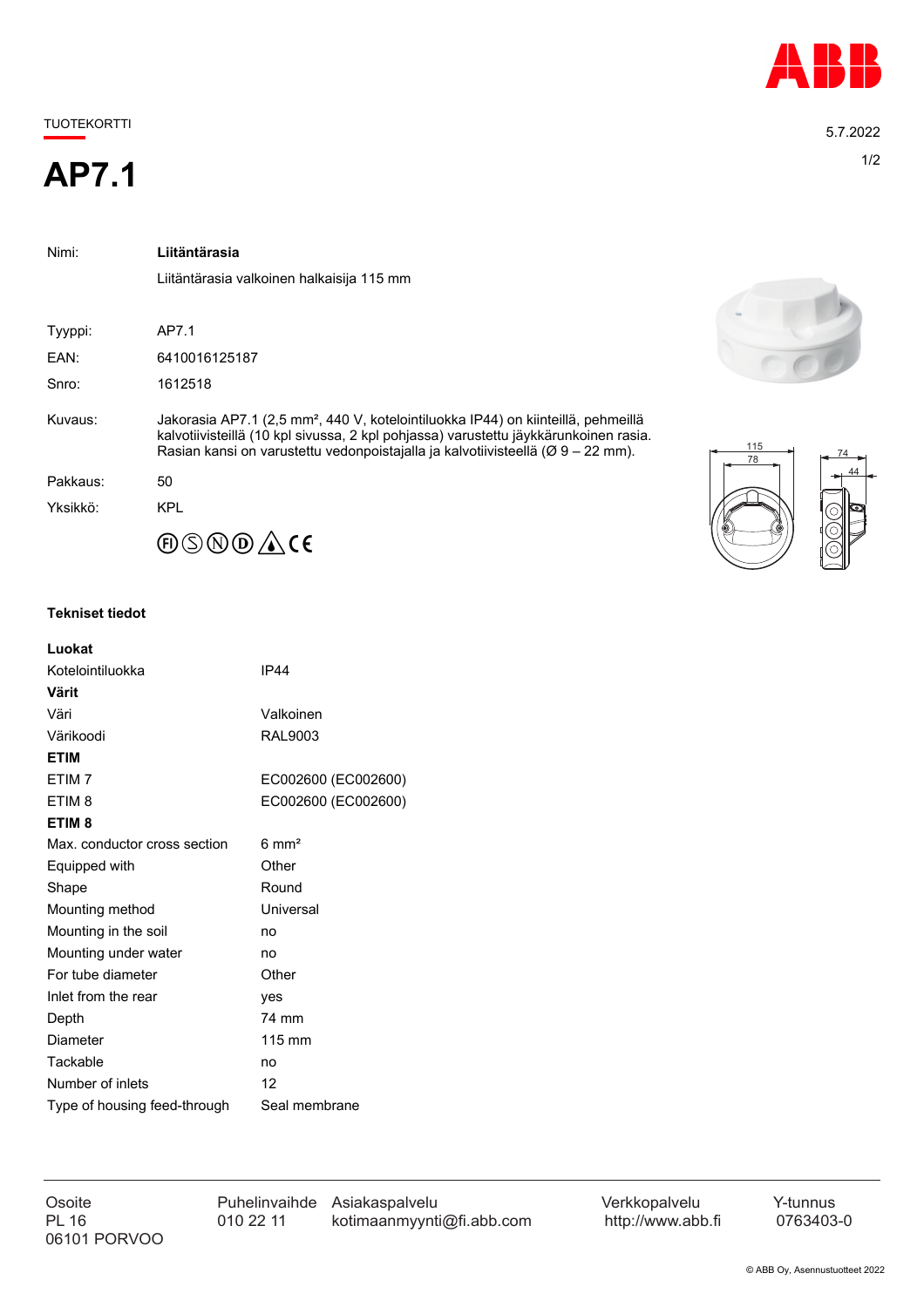TUOTEKORTTI

5.7.2022

# AP7.1

| | |
|---|---|
| Nimi: | **Liitäntärasia** |
| | Liitäntärasia valkoinen halkaisija 115 mm |
| Tyyppi: | AP7.1 |
| EAN: | 6410016125187 |
| Snro: | 1612518 |
| Kuvaus: | Jakorasia AP7.1 (2,5 mm², 440 V, kotelointiluokka IP44) on kiinteillä, pehmeillä kalvotiivisteillä (10 kpl sivussa, 2 kpl pohjassa) varustettu jäykkärunkoinen rasia. Rasian kansi on varustettu vedonpoistajalla ja kalvotiivisteellä (Ø 9 – 22 mm). |
| Pakkaus: | 50 |
| Yksikkö: | KPL |

## Tekniset tiedot

| | |
|---|---|
| **Luokat** | |
| Kotelointiluokka | IP44 |
| **Värit** | |
| Väri | Valkoinen |
| Värikoodi | RAL9003 |
| **ETIM** | |
| ETIM 7 | EC002600 (EC002600) |
| ETIM 8 | EC002600 (EC002600) |
| **ETIM 8** | |
| Max. conductor cross section | 6 mm² |
| Equipped with | Other |
| Shape | Round |
| Mounting method | Universal |
| Mounting in the soil | no |
| Mounting under water | no |
| For tube diameter | Other |
| Inlet from the rear | yes |
| Depth | 74 mm |
| Diameter | 115 mm |
| Tackable | no |
| Number of inlets | 12 |
| Type of housing feed-through | Seal membrane |

| Osoite | Puhelinvaihde | Asiakaspalvelu | Verkkopalvelu | Y-tunnus |
|---|---|---|---|---|
| PL 16 | 010 22 11 | kotimaanmyynti@fi.abb.com | http://www.abb.fi | 0763403-0 |
| 06101 PORVOO | | | | |

© ABB Oy, Asennustuotteet 2022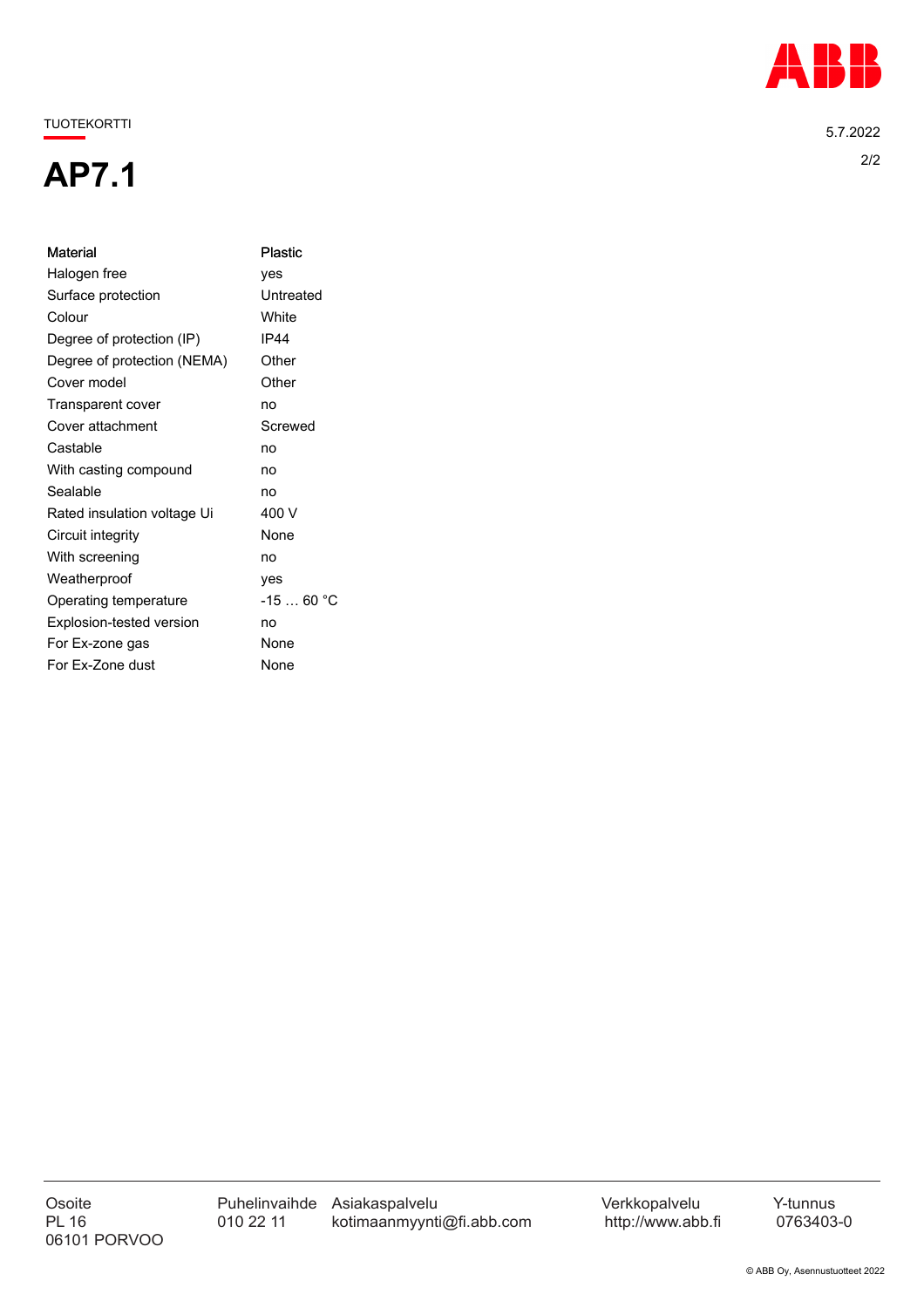TUOTEKORTTI

# AP7.1

5.7.2022

| Material | Plastic |
|---|---|
| Halogen free | yes |
| Surface protection | Untreated |
| Colour | White |
| Degree of protection (IP) | IP44 |
| Degree of protection (NEMA) | Other |
| Cover model | Other |
| Transparent cover | no |
| Cover attachment | Screwed |
| Castable | no |
| With casting compound | no |
| Sealable | no |
| Rated insulation voltage Ui | 400 V |
| Circuit integrity | None |
| With screening | no |
| Weatherproof | yes |
| Operating temperature | -15 … 60 °C |
| Explosion-tested version | no |
| For Ex-zone gas | None |
| For Ex-Zone dust | None |

| Osoite | Puhelinvaihde | Asiakaspalvelu | Verkkopalvelu | Y-tunnus |
|---|---|---|---|---|
| PL 16<br>06101 PORVOO | 010 22 11 | kotimaanmyynti@fi.abb.com | http://www.abb.fi | 0763403-0 |

© ABB Oy, Asennustuotteet 2022